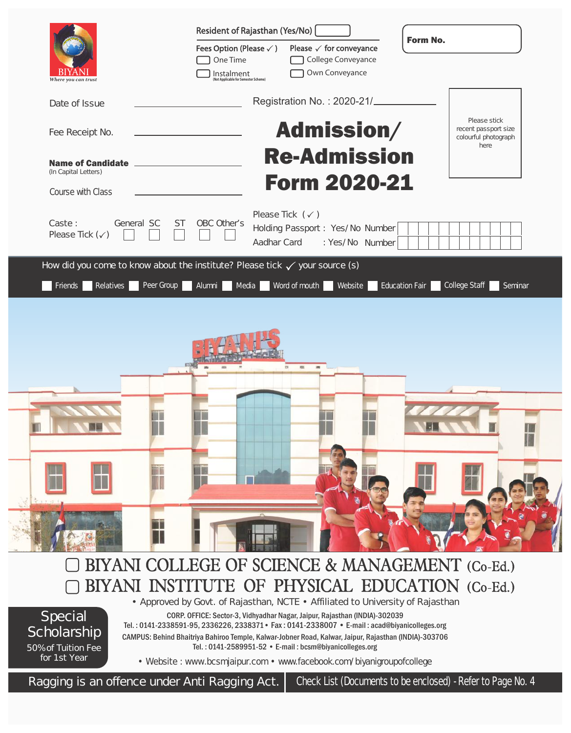BIYANI
*Where you can trust*

Resident of Rajasthan (Yes/No) ☐

Fees Option (Please ✓)
☐ One Time
☐ Instalment (Not Applicable for Semester Scheme)

Please ✓ for conveyance
☐ College Conveyance
☐ Own Conveyance

**Form No.**

Date of Issue ____________

Fee Receipt No. ____________

**Name of Candidate** ____________
(In Capital Letters)

Course with Class ____________

Registration No. : 2020-21/____________

# Admission/ Re-Admission Form 2020-21

Please stick recent passport size colourful photograph here

Caste : Please Tick (✓) General ☐ SC ☐ ST ☐ OBC ☐ Other's ☐

Please Tick (✓)
Holding Passport : Yes/No Number ☐☐☐☐☐☐☐☐☐☐☐☐
Aadhar Card : Yes/No Number ☐☐☐☐☐☐☐☐☐☐☐☐

How did you come to know about the institute? Please tick ✓ your source (s)

☐ Friends ☐ Relatives ☐ Peer Group ☐ Alumni ☐ Media ☐ Word of mouth ☐ Website ☐ Education Fair ☐ College Staff ☐ Seminar

## ☐ BIYANI COLLEGE OF SCIENCE & MANAGEMENT (Co-Ed.)
## ☐ BIYANI INSTITUTE OF PHYSICAL EDUCATION (Co-Ed.)

• Approved by Govt. of Rajasthan, NCTE • Affiliated to University of Rajasthan

CORP. OFFICE: Sector-3, Vidhyadhar Nagar, Jaipur, Rajasthan (INDIA)-302039
Tel. : 0141-2338591-95, 2336226, 2338371 • Fax : 0141-2338007 • E-mail : acad@biyanicolleges.org
CAMPUS: Behind Bhaitriya Bahiroo Temple, Kalwar-Jobner Road, Kalwar, Jaipur, Rajasthan (INDIA)-303706
Tel. : 0141-2589951-52 • E-mail : bcsm@biyanicolleges.org

• Website : www.bcsmjaipur.com • www.facebook.com/biyanigroupofcollege

**Special Scholarship**
50% of Tuition Fee for 1st Year

Ragging is an offence under Anti Ragging Act. | Check List (Documents to be enclosed) - Refer to Page No. 4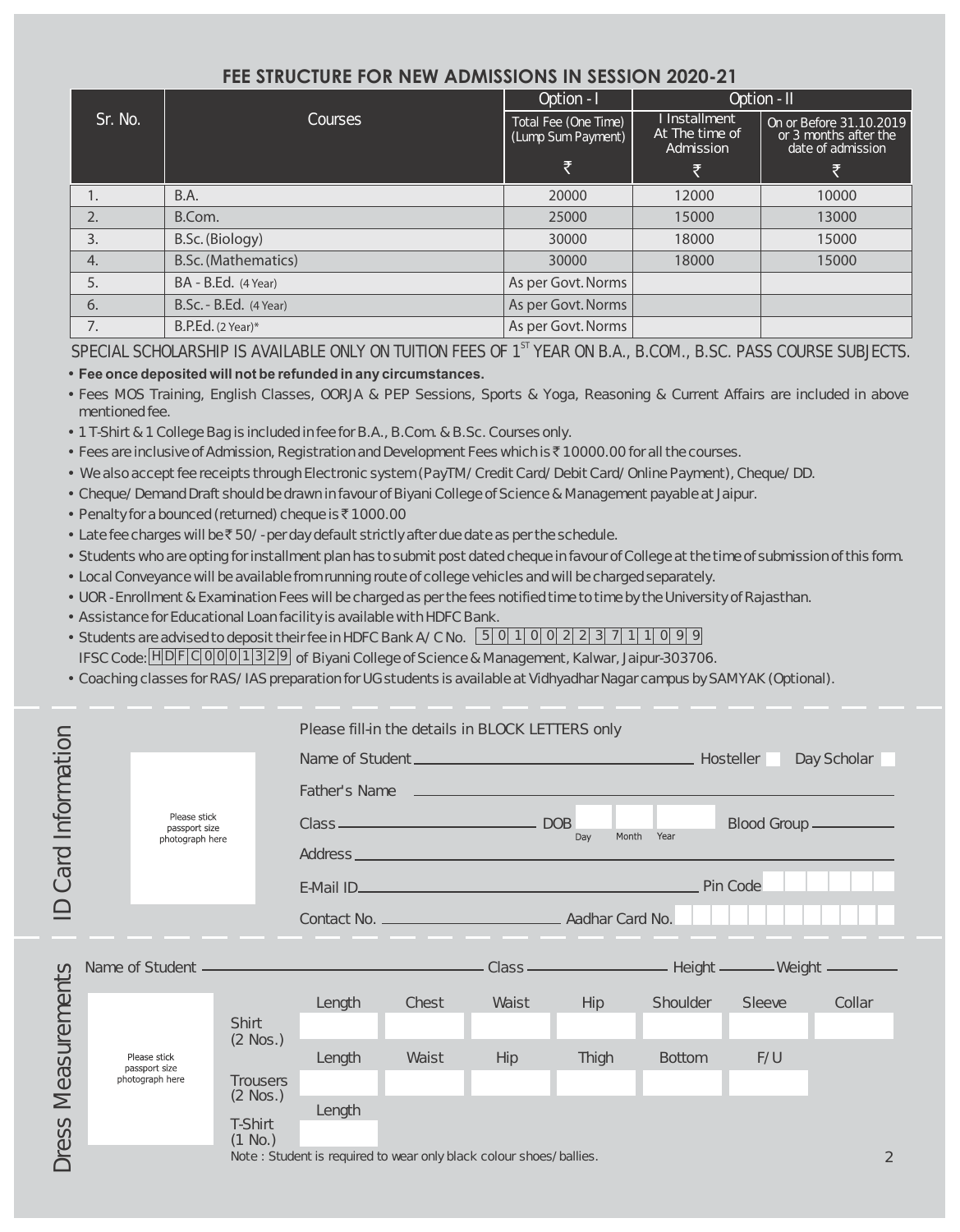## FEE STRUCTURE FOR NEW ADMISSIONS IN SESSION 2020-21

| Sr. No. | Courses | Option - I | Option - II | |
|---|---|---|---|---|
| | | Total Fee (One Time) (Lump Sum Payment) ₹ | I Installment At The time of Admission ₹ | On or Before 31.10.2019 or 3 months after the date of admission ₹ |
| 1. | B.A. | 20000 | 12000 | 10000 |
| 2. | B.Com. | 25000 | 15000 | 13000 |
| 3. | B.Sc. (Biology) | 30000 | 18000 | 15000 |
| 4. | B.Sc. (Mathematics) | 30000 | 18000 | 15000 |
| 5. | BA - B.Ed. (4 Year) | As per Govt. Norms | | |
| 6. | B.Sc. - B.Ed. (4 Year) | As per Govt. Norms | | |
| 7. | B.P.Ed. (2 Year)* | As per Govt. Norms | | |

SPECIAL SCHOLARSHIP IS AVAILABLE ONLY ON TUITION FEES OF 1ST YEAR ON B.A., B.COM., B.SC. PASS COURSE SUBJECTS.

- **Fee once deposited will not be refunded in any circumstances.**
- Fees MOS Training, English Classes, OORJA & PEP Sessions, Sports & Yoga, Reasoning & Current Affairs are included in above mentioned fee.
- 1 T-Shirt & 1 College Bag is included in fee for B.A., B.Com. & B.Sc. Courses only.
- Fees are inclusive of Admission, Registration and Development Fees which is ₹ 10000.00 for all the courses.
- We also accept fee receipts through Electronic system (PayTM/ Credit Card/ Debit Card/ Online Payment), Cheque/ DD.
- Cheque/ Demand Draft should be drawn in favour of Biyani College of Science & Management payable at Jaipur.
- Penalty for a bounced (returned) cheque is ₹ 1000.00
- Late fee charges will be ₹ 50/- per day default strictly after due date as per the schedule.
- Students who are opting for installment plan has to submit post dated cheque in favour of College at the time of submission of this form.
- Local Conveyance will be available from running route of college vehicles and will be charged separately.
- UOR - Enrollment & Examination Fees will be charged as per the fees notified time to time by the University of Rajasthan.
- Assistance for Educational Loan facility is available with HDFC Bank.
- Students are advised to deposit their fee in HDFC Bank A/C No. 50100223711099 IFSC Code: HDFC0001329 of Biyani College of Science & Management, Kalwar, Jaipur-303706.
- Coaching classes for RAS/ IAS preparation for UG students is available at Vidhyadhar Nagar campus by SAMYAK (Optional).

## ID Card Information

Please stick passport size photograph here

Please fill-in the details in BLOCK LETTERS only

Name of Student ________________ Hosteller ☐ Day Scholar ☐

Father's Name ________________

Class ________________ DOB (Day / Month / Year) Blood Group ________

Address ________________

E-Mail ID ________________ Pin Code ☐☐☐☐☐☐

Contact No. ________________ Aadhar Card No. ☐☐☐☐☐☐☐☐☐☐☐☐

## Dress Measurements

Name of Student ________________ Class ________________ Height ________ Weight ________

Please stick passport size photograph here

| | | | | | | | |
|---|---|---|---|---|---|---|---|
| Shirt (2 Nos.) | Length | Chest | Waist | Hip | Shoulder | Sleeve | Collar |
| Trousers (2 Nos.) | Length | Waist | Hip | Thigh | Bottom | F/U | |
| T-Shirt (1 No.) | Length | | | | | | |

Note : Student is required to wear only black colour shoes/ ballies.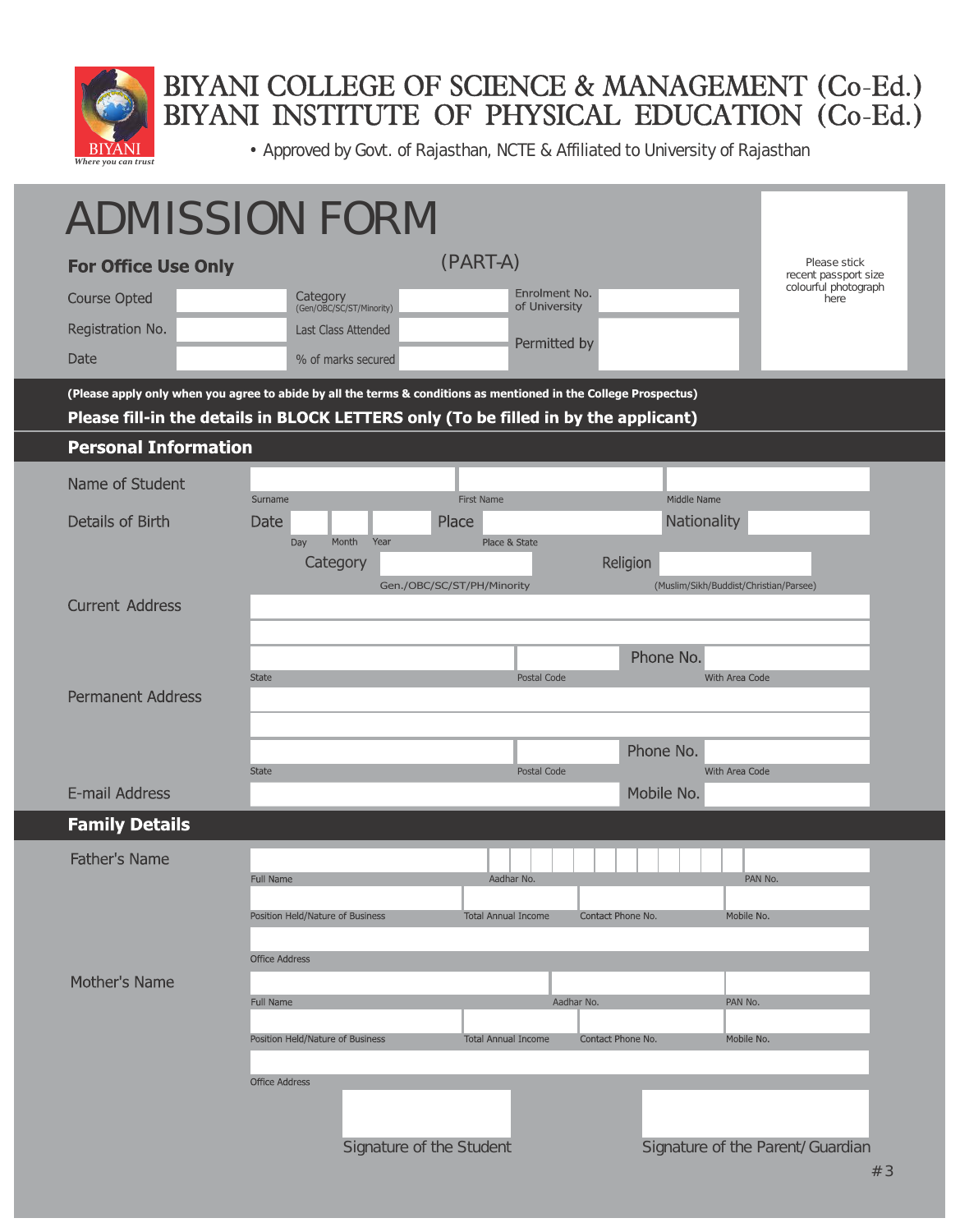# BIYANI COLLEGE OF SCIENCE & MANAGEMENT (Co-Ed.)
# BIYANI INSTITUTE OF PHYSICAL EDUCATION (Co-Ed.)

BIYANI
*Where you can trust*

• Approved by Govt. of Rajasthan, NCTE & Affiliated to University of Rajasthan

# ADMISSION FORM

(PART-A)

Please stick recent passport size colourful photograph here

**For Office Use Only**

| | | | | | |
|---|---|---|---|---|---|
| Course Opted | | Category (Gen/OBC/SC/ST/Minority) | | Enrolment No. of University | |
| Registration No. | | Last Class Attended | | Permitted by | |
| Date | | % of marks secured | | | |

**(Please apply only when you agree to abide by all the terms & conditions as mentioned in the College Prospectus)**

**Please fill-in the details in BLOCK LETTERS only (To be filled in by the applicant)**

## Personal Information

**Name of Student**
Surname ______ First Name ______ Middle Name ______

**Details of Birth**
Date: Day ____ Month ____ Year ____   Place ______ (Place & State)   Nationality ______

Category ______ (Gen./OBC/SC/ST/PH/Minority)   Religion ______ (Muslim/Sikh/Buddist/Christian/Parsee)

**Current Address**
______
______
State ______ Postal Code ______ Phone No. ______ (With Area Code)

**Permanent Address**
______
______
State ______ Postal Code ______ Phone No. ______ (With Area Code)

**E-mail Address** ______ Mobile No. ______

## Family Details

**Father's Name**
Full Name ______ Aadhar No. ______ PAN No. ______
Position Held/Nature of Business ______ Total Annual Income ______ Contact Phone No. ______ Mobile No. ______
Office Address ______

**Mother's Name**
Full Name ______ Aadhar No. ______ PAN No. ______
Position Held/Nature of Business ______ Total Annual Income ______ Contact Phone No. ______ Mobile No. ______
Office Address ______

Signature of the Student          Signature of the Parent/Guardian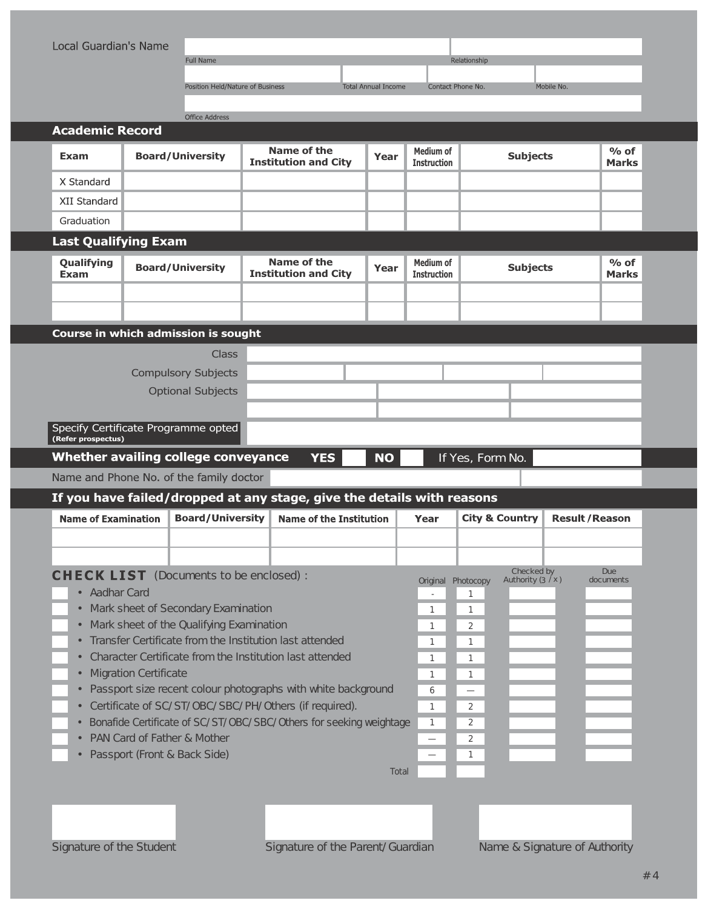Local Guardian's Name

| Full Name | Relationship |
|---|---|
| | |

| Position Held/Nature of Business | Total Annual Income | Contact Phone No. | Mobile No. |
|---|---|---|---|
| | | | |

Office Address

## Academic Record

| Exam | Board/University | Name of the Institution and City | Year | Medium of Instruction | Subjects | % of Marks |
|---|---|---|---|---|---|---|
| X Standard | | | | | | |
| XII Standard | | | | | | |
| Graduation | | | | | | |

## Last Qualifying Exam

| Qualifying Exam | Board/University | Name of the Institution and City | Year | Medium of Instruction | Subjects | % of Marks |
|---|---|---|---|---|---|---|
| | | | | | | |
| | | | | | | |

## Course in which admission is sought

Class

Compulsory Subjects

Optional Subjects

Specify Certificate Programme opted
**(Refer prospectus)**

## Whether availing college conveyance YES NO If Yes, Form No.

Name and Phone No. of the family doctor

## If you have failed/dropped at any stage, give the details with reasons

| Name of Examination | Board/University | Name of the Institution | Year | City & Country | Result /Reason |
|---|---|---|---|---|---|
| | | | | | |
| | | | | | |

**CHECK LIST** (Documents to be enclosed) :

| Document | Original | Photocopy | Checked by Authority (3 / x) | Due documents |
|---|---|---|---|---|
| Aadhar Card | - | 1 | | |
| Mark sheet of Secondary Examination | 1 | 1 | | |
| Mark sheet of the Qualifying Examination | 1 | 2 | | |
| Transfer Certificate from the Institution last attended | 1 | 1 | | |
| Character Certificate from the Institution last attended | 1 | 1 | | |
| Migration Certificate | 1 | 1 | | |
| Passport size recent colour photographs with white background | 6 | — | | |
| Certificate of SC/ST/OBC/SBC/PH/Others (if required). | 1 | 2 | | |
| Bonafide Certificate of SC/ST/OBC/SBC/Others for seeking weightage | 1 | 2 | | |
| PAN Card of Father & Mother | — | 2 | | |
| Passport (Front & Back Side) | — | 1 | | |
| Total | | | | |

Signature of the Student

Signature of the Parent/Guardian

Name & Signature of Authority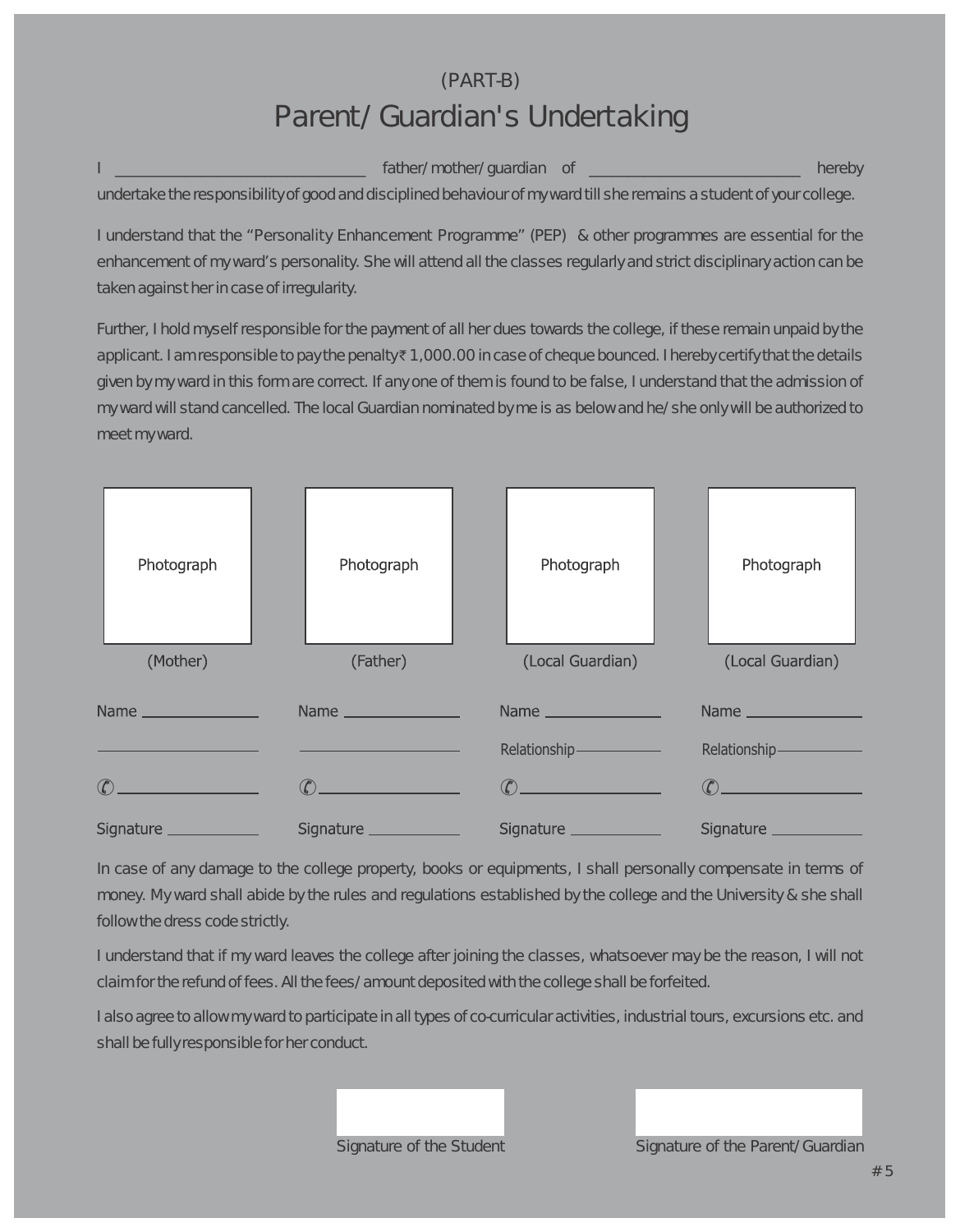(PART-B)

# Parent/ Guardian's Undertaking

I ______________________________ father/ mother/ guardian of _________________________ hereby undertake the responsibility of good and disciplined behaviour of my ward till she remains a student of your college.

I understand that the "Personality Enhancement Programme" (PEP) & other programmes are essential for the enhancement of my ward's personality. She will attend all the classes regularly and strict disciplinary action can be taken against her in case of irregularity.

Further, I hold myself responsible for the payment of all her dues towards the college, if these remain unpaid by the applicant. I am responsible to pay the penalty ₹ 1,000.00 in case of cheque bounced. I hereby certify that the details given by my ward in this form are correct. If any one of them is found to be false, I understand that the admission of my ward will stand cancelled. The local Guardian nominated by me is as below and he/ she only will be authorized to meet my ward.

| | | | |
|---|---|---|---|
| Photograph | Photograph | Photograph | Photograph |
| (Mother) | (Father) | (Local Guardian) | (Local Guardian) |
| Name ____________ | Name ____________ | Name ____________ | Name ____________ |
| ____________ | ____________ | Relationship ____________ | Relationship ____________ |
| ✆ ____________ | ✆ ____________ | ✆ ____________ | ✆ ____________ |
| Signature ____________ | Signature ____________ | Signature ____________ | Signature ____________ |

In case of any damage to the college property, books or equipments, I shall personally compensate in terms of money. My ward shall abide by the rules and regulations established by the college and the University & she shall follow the dress code strictly.

I understand that if my ward leaves the college after joining the classes, whatsoever may be the reason, I will not claim for the refund of fees. All the fees/ amount deposited with the college shall be forfeited.

I also agree to allow my ward to participate in all types of co-curricular activities, industrial tours, excursions etc. and shall be fully responsible for her conduct.

Signature of the Student

Signature of the Parent/ Guardian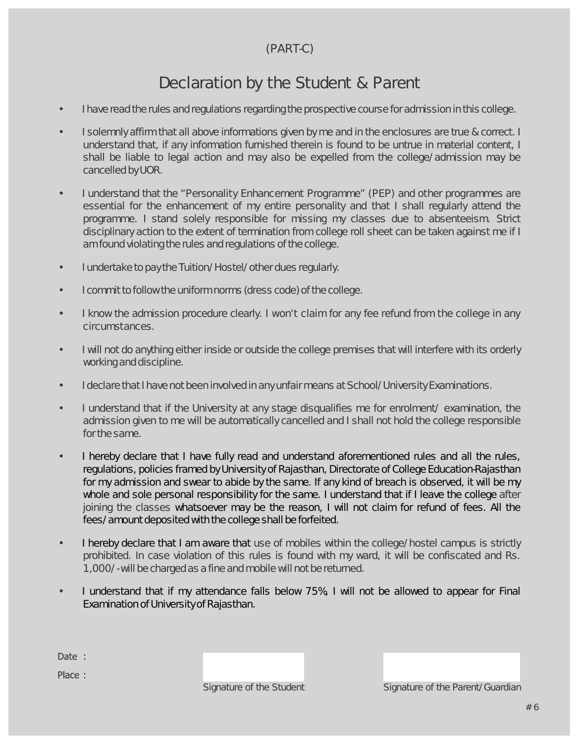(PART-C)

# Declaration by the Student & Parent

- I have read the rules and regulations regarding the prospective course for admission in this college.
- I solemnly affirm that all above informations given by me and in the enclosures are true & correct. I understand that, if any information furnished therein is found to be untrue in material content, I shall be liable to legal action and may also be expelled from the college/admission may be cancelled by UOR.
- I understand that the “Personality Enhancement Programme” (PEP) and other programmes are essential for the enhancement of my entire personality and that I shall regularly attend the programme. I stand solely responsible for missing my classes due to absenteeism. Strict disciplinary action to the extent of termination from college roll sheet can be taken against me if I am found violating the rules and regulations of the college.
- I undertake to pay the Tuition/Hostel/other dues regularly.
- I commit to follow the uniform norms (dress code) of the college.
- I know the admission procedure clearly. I won't claim for any fee refund from the college in any circumstances.
- I will not do anything either inside or outside the college premises that will interfere with its orderly working and discipline.
- I declare that I have not been involved in any unfair means at School/University Examinations.
- I understand that if the University at any stage disqualifies me for enrolment/ examination, the admission given to me will be automatically cancelled and I shall not hold the college responsible for the same.
- I hereby declare that I have fully read and understand aforementioned rules and all the rules, regulations, policies framed by University of Rajasthan, Directorate of College Education-Rajasthan for my admission and swear to abide by the same. If any kind of breach is observed, it will be my whole and sole personal responsibility for the same. I understand that if I leave the college after joining the classes whatsoever may be the reason, I will not claim for refund of fees. All the fees/amount deposited with the college shall be forfeited.
- I hereby declare that I am aware that use of mobiles within the college/hostel campus is strictly prohibited. In case violation of this rules is found with my ward, it will be confiscated and Rs. 1,000/- will be charged as a fine and mobile will not be returned.
- I understand that if my attendance falls below 75%, I will not be allowed to appear for Final Examination of University of Rajasthan.

Date :

Place :

Signature of the Student

Signature of the Parent/Guardian